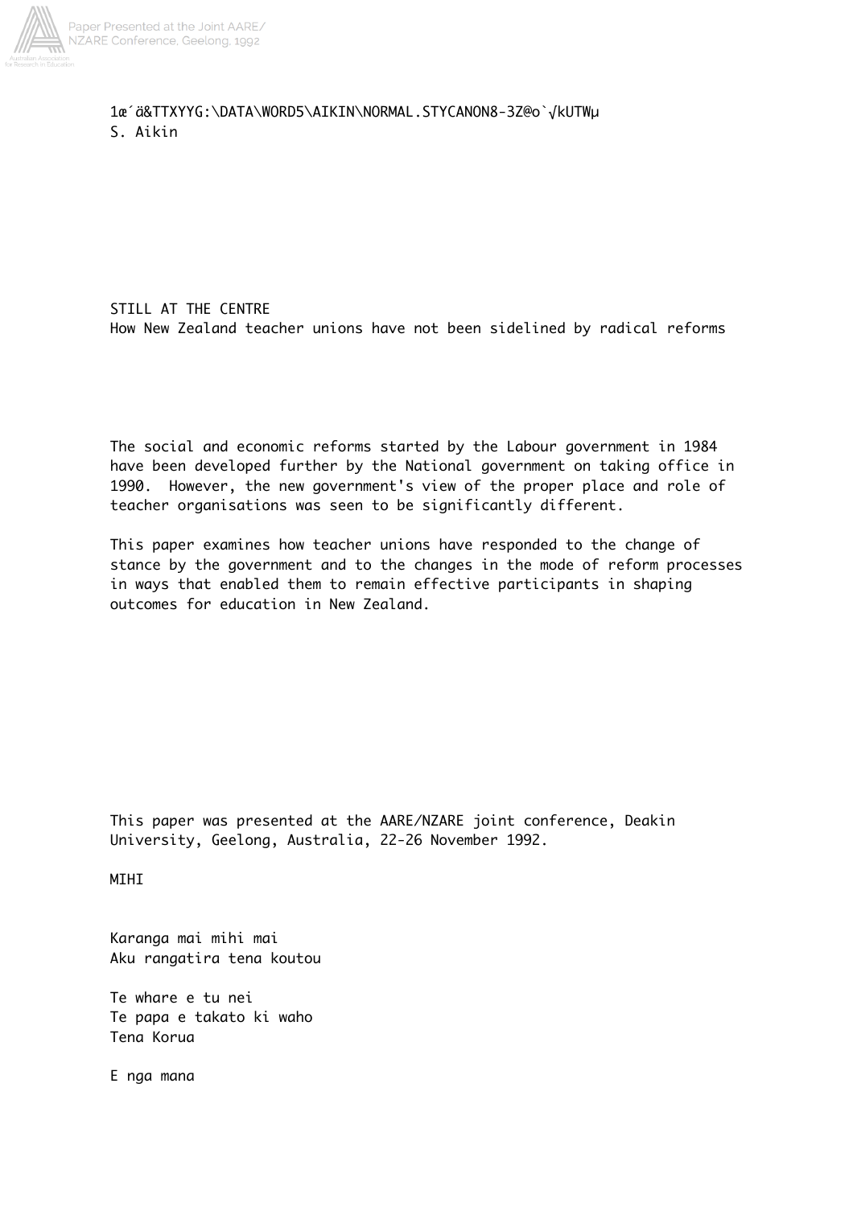1œ´ä&TTXYYG:\DATA\WORD5\AIKIN\NORMAL.STYCANON8-3Z@o`√kUTWµ
S. Aikin

# STILL AT THE CENTRE

## How New Zealand teacher unions have not been sidelined by radical reforms

The social and economic reforms started by the Labour government in 1984 have been developed further by the National government on taking office in 1990. However, the new government's view of the proper place and role of teacher organisations was seen to be significantly different.

This paper examines how teacher unions have responded to the change of stance by the government and to the changes in the mode of reform processes in ways that enabled them to remain effective participants in shaping outcomes for education in New Zealand.

This paper was presented at the AARE/NZARE joint conference, Deakin University, Geelong, Australia, 22-26 November 1992.

MIHI

Karanga mai mihi mai
Aku rangatira tena koutou

Te whare e tu nei
Te papa e takato ki waho
Tena Korua

E nga mana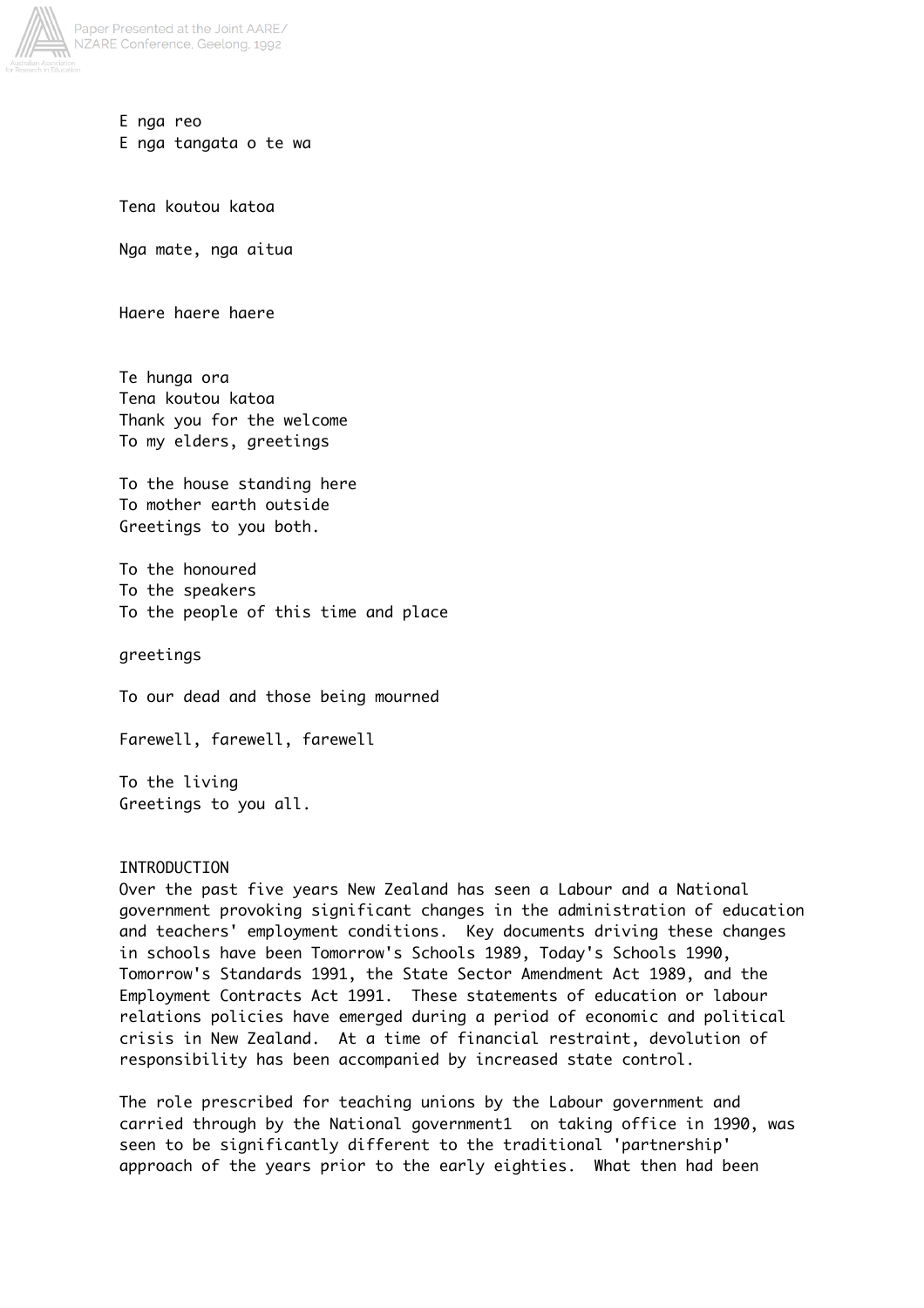E nga reo
E nga tangata o te wa

Tena koutou katoa

Nga mate, nga aitua

Haere haere haere

Te hunga ora
Tena koutou katoa
Thank you for the welcome
To my elders, greetings

To the house standing here
To mother earth outside
Greetings to you both.

To the honoured
To the speakers
To the people of this time and place

greetings

To our dead and those being mourned

Farewell, farewell, farewell

To the living
Greetings to you all.

## INTRODUCTION

Over the past five years New Zealand has seen a Labour and a National government provoking significant changes in the administration of education and teachers' employment conditions. Key documents driving these changes in schools have been Tomorrow's Schools 1989, Today's Schools 1990, Tomorrow's Standards 1991, the State Sector Amendment Act 1989, and the Employment Contracts Act 1991. These statements of education or labour relations policies have emerged during a period of economic and political crisis in New Zealand. At a time of financial restraint, devolution of responsibility has been accompanied by increased state control.

The role prescribed for teaching unions by the Labour government and carried through by the National government[1] on taking office in 1990, was seen to be significantly different to the traditional 'partnership' approach of the years prior to the early eighties. What then had been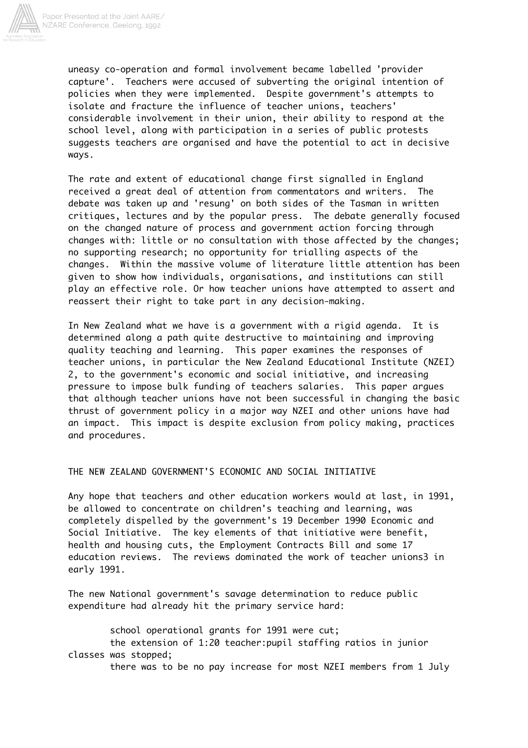uneasy co-operation and formal involvement became labelled 'provider capture'. Teachers were accused of subverting the original intention of policies when they were implemented. Despite government's attempts to isolate and fracture the influence of teacher unions, teachers' considerable involvement in their union, their ability to respond at the school level, along with participation in a series of public protests suggests teachers are organised and have the potential to act in decisive ways.

The rate and extent of educational change first signalled in England received a great deal of attention from commentators and writers. The debate was taken up and 'resung' on both sides of the Tasman in written critiques, lectures and by the popular press. The debate generally focused on the changed nature of process and government action forcing through changes with: little or no consultation with those affected by the changes; no supporting research; no opportunity for trialling aspects of the changes. Within the massive volume of literature little attention has been given to show how individuals, organisations, and institutions can still play an effective role. Or how teacher unions have attempted to assert and reassert their right to take part in any decision-making.

In New Zealand what we have is a government with a rigid agenda. It is determined along a path quite destructive to maintaining and improving quality teaching and learning. This paper examines the responses of teacher unions, in particular the New Zealand Educational Institute (NZEI) 2, to the government's economic and social initiative, and increasing pressure to impose bulk funding of teachers salaries. This paper argues that although teacher unions have not been successful in changing the basic thrust of government policy in a major way NZEI and other unions have had an impact. This impact is despite exclusion from policy making, practices and procedures.

## THE NEW ZEALAND GOVERNMENT'S ECONOMIC AND SOCIAL INITIATIVE

Any hope that teachers and other education workers would at last, in 1991, be allowed to concentrate on children's teaching and learning, was completely dispelled by the government's 19 December 1990 Economic and Social Initiative. The key elements of that initiative were benefit, health and housing cuts, the Employment Contracts Bill and some 17 education reviews. The reviews dominated the work of teacher unions3 in early 1991.

The new National government's savage determination to reduce public expenditure had already hit the primary service hard:

- school operational grants for 1991 were cut;
- the extension of 1:20 teacher:pupil staffing ratios in junior classes was stopped;
- there was to be no pay increase for most NZEI members from 1 July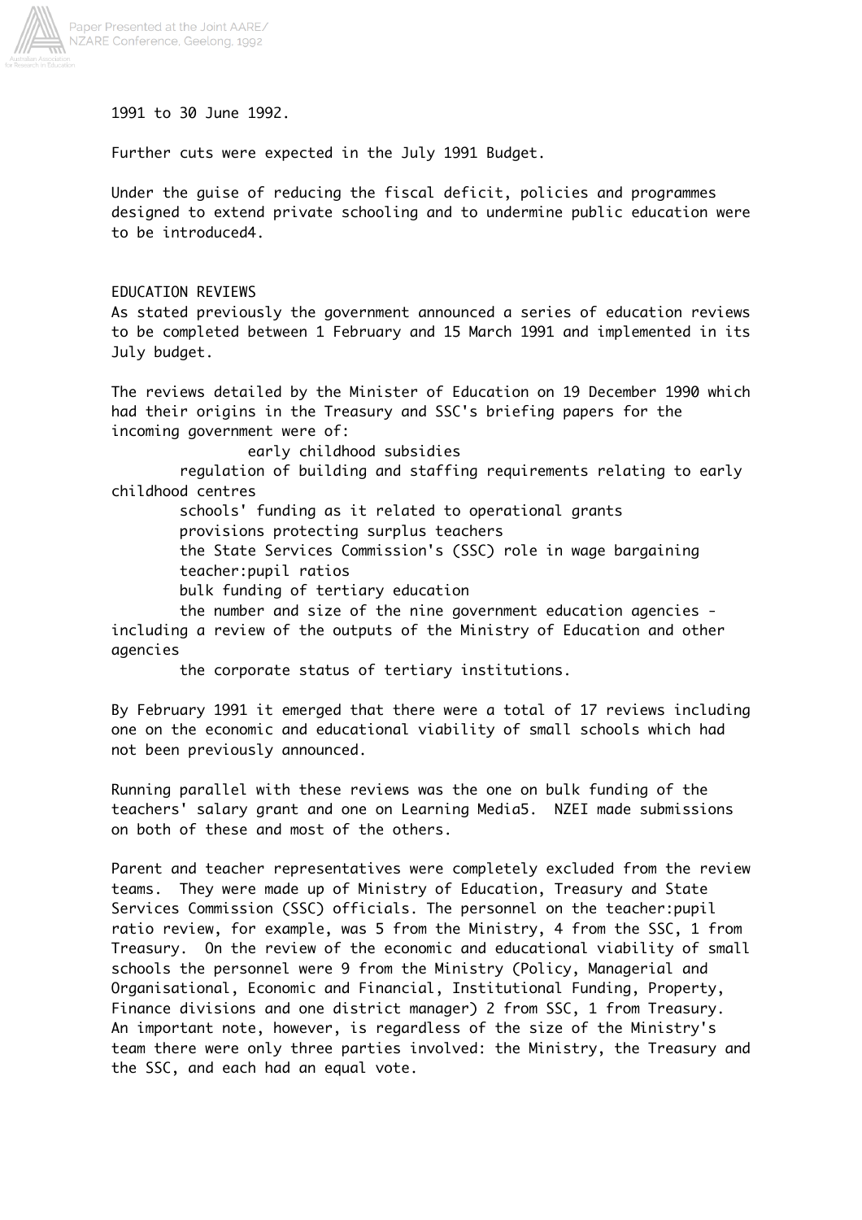1991 to 30 June 1992.

Further cuts were expected in the July 1991 Budget.

Under the guise of reducing the fiscal deficit, policies and programmes designed to extend private schooling and to undermine public education were to be introduced[4].

## EDUCATION REVIEWS

As stated previously the government announced a series of education reviews to be completed between 1 February and 15 March 1991 and implemented in its July budget.

The reviews detailed by the Minister of Education on 19 December 1990 which had their origins in the Treasury and SSC's briefing papers for the incoming government were of:

- early childhood subsidies
- regulation of building and staffing requirements relating to early childhood centres
- schools' funding as it related to operational grants
- provisions protecting surplus teachers
- the State Services Commission's (SSC) role in wage bargaining
- teacher:pupil ratios
- bulk funding of tertiary education
- the number and size of the nine government education agencies - including a review of the outputs of the Ministry of Education and other agencies
- the corporate status of tertiary institutions.

By February 1991 it emerged that there were a total of 17 reviews including one on the economic and educational viability of small schools which had not been previously announced.

Running parallel with these reviews was the one on bulk funding of the teachers' salary grant and one on Learning Media[5]. NZEI made submissions on both of these and most of the others.

Parent and teacher representatives were completely excluded from the review teams. They were made up of Ministry of Education, Treasury and State Services Commission (SSC) officials. The personnel on the teacher:pupil ratio review, for example, was 5 from the Ministry, 4 from the SSC, 1 from Treasury. On the review of the economic and educational viability of small schools the personnel were 9 from the Ministry (Policy, Managerial and Organisational, Economic and Financial, Institutional Funding, Property, Finance divisions and one district manager) 2 from SSC, 1 from Treasury. An important note, however, is regardless of the size of the Ministry's team there were only three parties involved: the Ministry, the Treasury and the SSC, and each had an equal vote.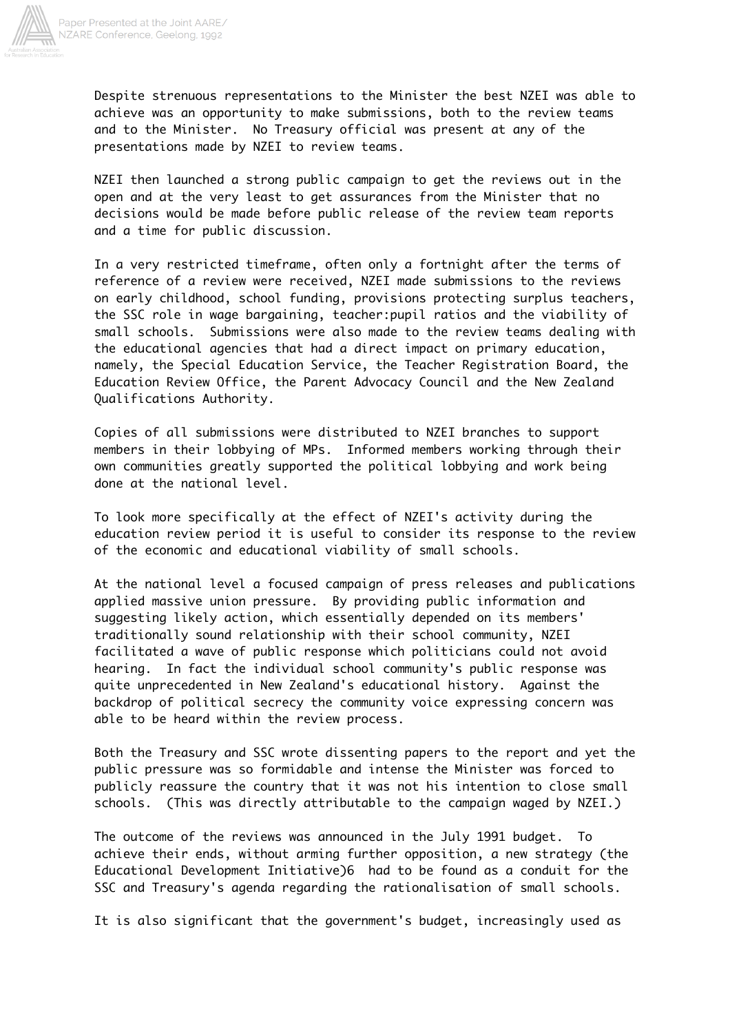Despite strenuous representations to the Minister the best NZEI was able to achieve was an opportunity to make submissions, both to the review teams and to the Minister. No Treasury official was present at any of the presentations made by NZEI to review teams.

NZEI then launched a strong public campaign to get the reviews out in the open and at the very least to get assurances from the Minister that no decisions would be made before public release of the review team reports and a time for public discussion.

In a very restricted timeframe, often only a fortnight after the terms of reference of a review were received, NZEI made submissions to the reviews on early childhood, school funding, provisions protecting surplus teachers, the SSC role in wage bargaining, teacher:pupil ratios and the viability of small schools. Submissions were also made to the review teams dealing with the educational agencies that had a direct impact on primary education, namely, the Special Education Service, the Teacher Registration Board, the Education Review Office, the Parent Advocacy Council and the New Zealand Qualifications Authority.

Copies of all submissions were distributed to NZEI branches to support members in their lobbying of MPs. Informed members working through their own communities greatly supported the political lobbying and work being done at the national level.

To look more specifically at the effect of NZEI's activity during the education review period it is useful to consider its response to the review of the economic and educational viability of small schools.

At the national level a focused campaign of press releases and publications applied massive union pressure. By providing public information and suggesting likely action, which essentially depended on its members' traditionally sound relationship with their school community, NZEI facilitated a wave of public response which politicians could not avoid hearing. In fact the individual school community's public response was quite unprecedented in New Zealand's educational history. Against the backdrop of political secrecy the community voice expressing concern was able to be heard within the review process.

Both the Treasury and SSC wrote dissenting papers to the report and yet the public pressure was so formidable and intense the Minister was forced to publicly reassure the country that it was not his intention to close small schools. (This was directly attributable to the campaign waged by NZEI.)

The outcome of the reviews was announced in the July 1991 budget. To achieve their ends, without arming further opposition, a new strategy (the Educational Development Initiative)[6] had to be found as a conduit for the SSC and Treasury's agenda regarding the rationalisation of small schools.

It is also significant that the government's budget, increasingly used as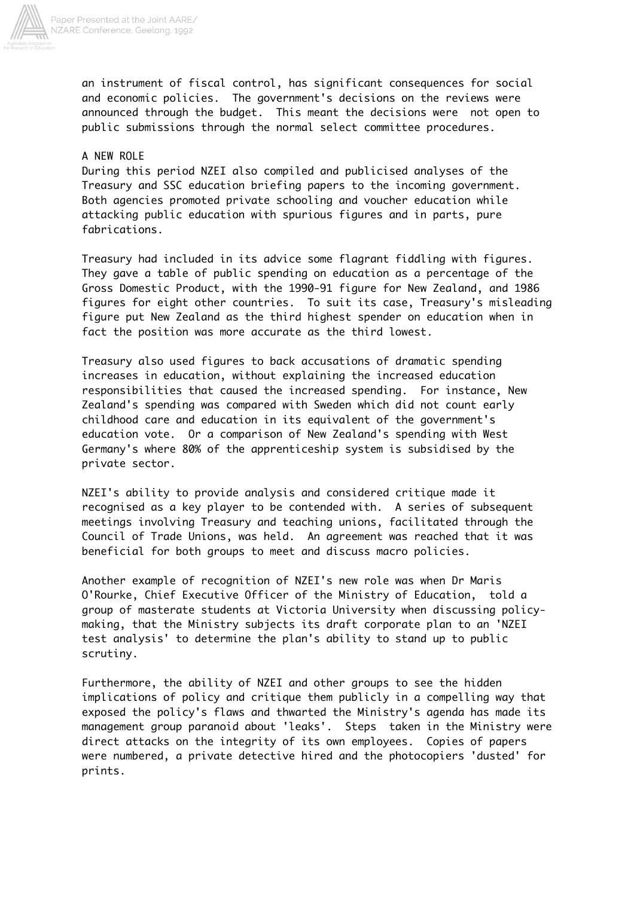an instrument of fiscal control, has significant consequences for social and economic policies. The government's decisions on the reviews were announced through the budget. This meant the decisions were not open to public submissions through the normal select committee procedures.

## A NEW ROLE

During this period NZEI also compiled and publicised analyses of the Treasury and SSC education briefing papers to the incoming government. Both agencies promoted private schooling and voucher education while attacking public education with spurious figures and in parts, pure fabrications.

Treasury had included in its advice some flagrant fiddling with figures. They gave a table of public spending on education as a percentage of the Gross Domestic Product, with the 1990-91 figure for New Zealand, and 1986 figures for eight other countries. To suit its case, Treasury's misleading figure put New Zealand as the third highest spender on education when in fact the position was more accurate as the third lowest.

Treasury also used figures to back accusations of dramatic spending increases in education, without explaining the increased education responsibilities that caused the increased spending. For instance, New Zealand's spending was compared with Sweden which did not count early childhood care and education in its equivalent of the government's education vote. Or a comparison of New Zealand's spending with West Germany's where 80% of the apprenticeship system is subsidised by the private sector.

NZEI's ability to provide analysis and considered critique made it recognised as a key player to be contended with. A series of subsequent meetings involving Treasury and teaching unions, facilitated through the Council of Trade Unions, was held. An agreement was reached that it was beneficial for both groups to meet and discuss macro policies.

Another example of recognition of NZEI's new role was when Dr Maris O'Rourke, Chief Executive Officer of the Ministry of Education, told a group of masterate students at Victoria University when discussing policy-making, that the Ministry subjects its draft corporate plan to an 'NZEI test analysis' to determine the plan's ability to stand up to public scrutiny.

Furthermore, the ability of NZEI and other groups to see the hidden implications of policy and critique them publicly in a compelling way that exposed the policy's flaws and thwarted the Ministry's agenda has made its management group paranoid about 'leaks'. Steps taken in the Ministry were direct attacks on the integrity of its own employees. Copies of papers were numbered, a private detective hired and the photocopiers 'dusted' for prints.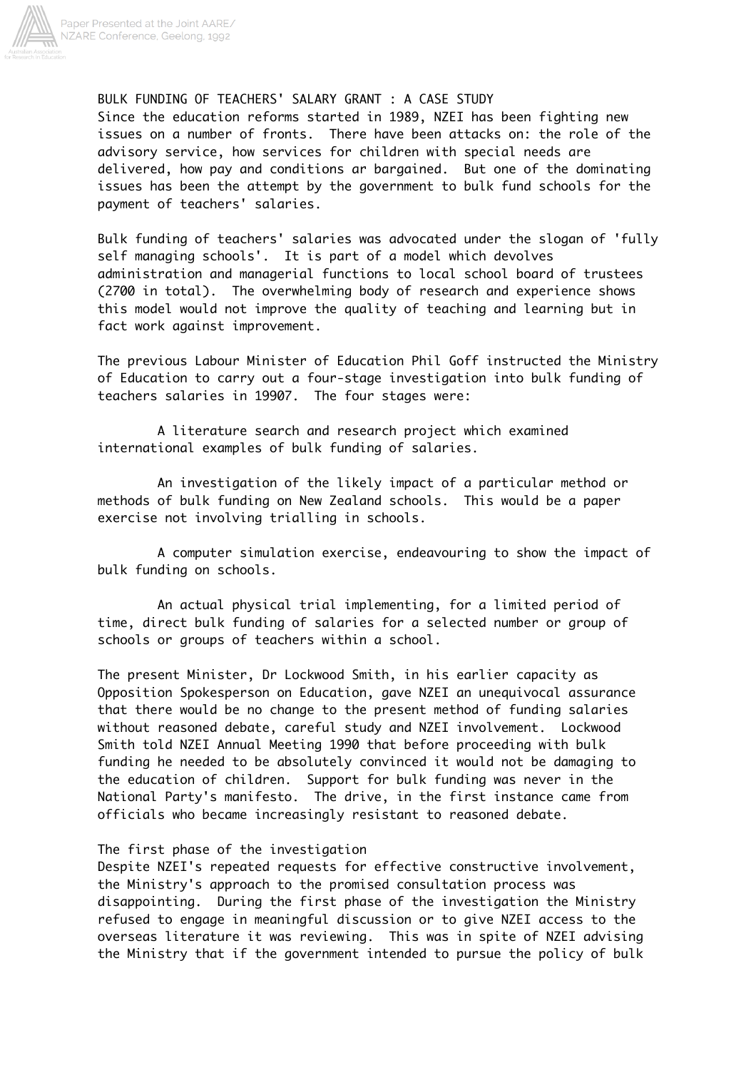BULK FUNDING OF TEACHERS' SALARY GRANT : A CASE STUDY

Since the education reforms started in 1989, NZEI has been fighting new issues on a number of fronts. There have been attacks on: the role of the advisory service, how services for children with special needs are delivered, how pay and conditions ar bargained. But one of the dominating issues has been the attempt by the government to bulk fund schools for the payment of teachers' salaries.

Bulk funding of teachers' salaries was advocated under the slogan of 'fully self managing schools'. It is part of a model which devolves administration and managerial functions to local school board of trustees (2700 in total). The overwhelming body of research and experience shows this model would not improve the quality of teaching and learning but in fact work against improvement.

The previous Labour Minister of Education Phil Goff instructed the Ministry of Education to carry out a four-stage investigation into bulk funding of teachers salaries in 19907. The four stages were:

A literature search and research project which examined international examples of bulk funding of salaries.

An investigation of the likely impact of a particular method or methods of bulk funding on New Zealand schools. This would be a paper exercise not involving trialling in schools.

A computer simulation exercise, endeavouring to show the impact of bulk funding on schools.

An actual physical trial implementing, for a limited period of time, direct bulk funding of salaries for a selected number or group of schools or groups of teachers within a school.

The present Minister, Dr Lockwood Smith, in his earlier capacity as Opposition Spokesperson on Education, gave NZEI an unequivocal assurance that there would be no change to the present method of funding salaries without reasoned debate, careful study and NZEI involvement. Lockwood Smith told NZEI Annual Meeting 1990 that before proceeding with bulk funding he needed to be absolutely convinced it would not be damaging to the education of children. Support for bulk funding was never in the National Party's manifesto. The drive, in the first instance came from officials who became increasingly resistant to reasoned debate.

The first phase of the investigation

Despite NZEI's repeated requests for effective constructive involvement, the Ministry's approach to the promised consultation process was disappointing. During the first phase of the investigation the Ministry refused to engage in meaningful discussion or to give NZEI access to the overseas literature it was reviewing. This was in spite of NZEI advising the Ministry that if the government intended to pursue the policy of bulk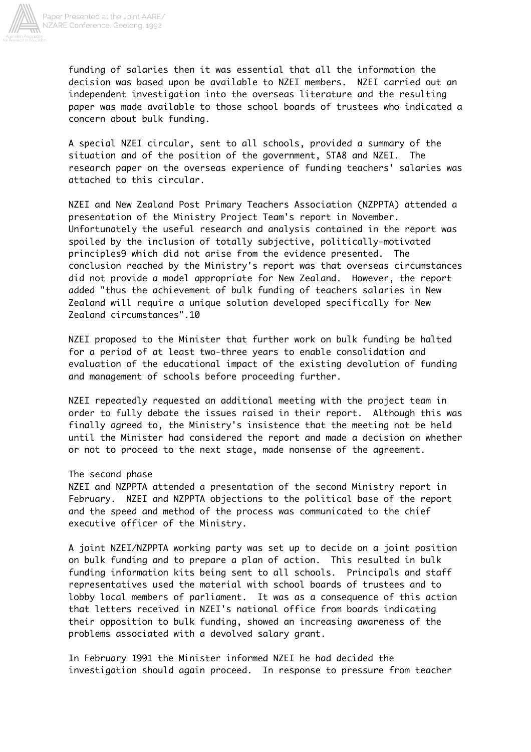funding of salaries then it was essential that all the information the decision was based upon be available to NZEI members. NZEI carried out an independent investigation into the overseas literature and the resulting paper was made available to those school boards of trustees who indicated a concern about bulk funding.

A special NZEI circular, sent to all schools, provided a summary of the situation and of the position of the government, STA[8] and NZEI. The research paper on the overseas experience of funding teachers' salaries was attached to this circular.

NZEI and New Zealand Post Primary Teachers Association (NZPPTA) attended a presentation of the Ministry Project Team's report in November. Unfortunately the useful research and analysis contained in the report was spoiled by the inclusion of totally subjective, politically-motivated principles[9] which did not arise from the evidence presented. The conclusion reached by the Ministry's report was that overseas circumstances did not provide a model appropriate for New Zealand. However, the report added "thus the achievement of bulk funding of teachers salaries in New Zealand will require a unique solution developed specifically for New Zealand circumstances".[10]

NZEI proposed to the Minister that further work on bulk funding be halted for a period of at least two-three years to enable consolidation and evaluation of the educational impact of the existing devolution of funding and management of schools before proceeding further.

NZEI repeatedly requested an additional meeting with the project team in order to fully debate the issues raised in their report. Although this was finally agreed to, the Ministry's insistence that the meeting not be held until the Minister had considered the report and made a decision on whether or not to proceed to the next stage, made nonsense of the agreement.

## The second phase

NZEI and NZPPTA attended a presentation of the second Ministry report in February. NZEI and NZPPTA objections to the political base of the report and the speed and method of the process was communicated to the chief executive officer of the Ministry.

A joint NZEI/NZPPTA working party was set up to decide on a joint position on bulk funding and to prepare a plan of action. This resulted in bulk funding information kits being sent to all schools. Principals and staff representatives used the material with school boards of trustees and to lobby local members of parliament. It was as a consequence of this action that letters received in NZEI's national office from boards indicating their opposition to bulk funding, showed an increasing awareness of the problems associated with a devolved salary grant.

In February 1991 the Minister informed NZEI he had decided the investigation should again proceed. In response to pressure from teacher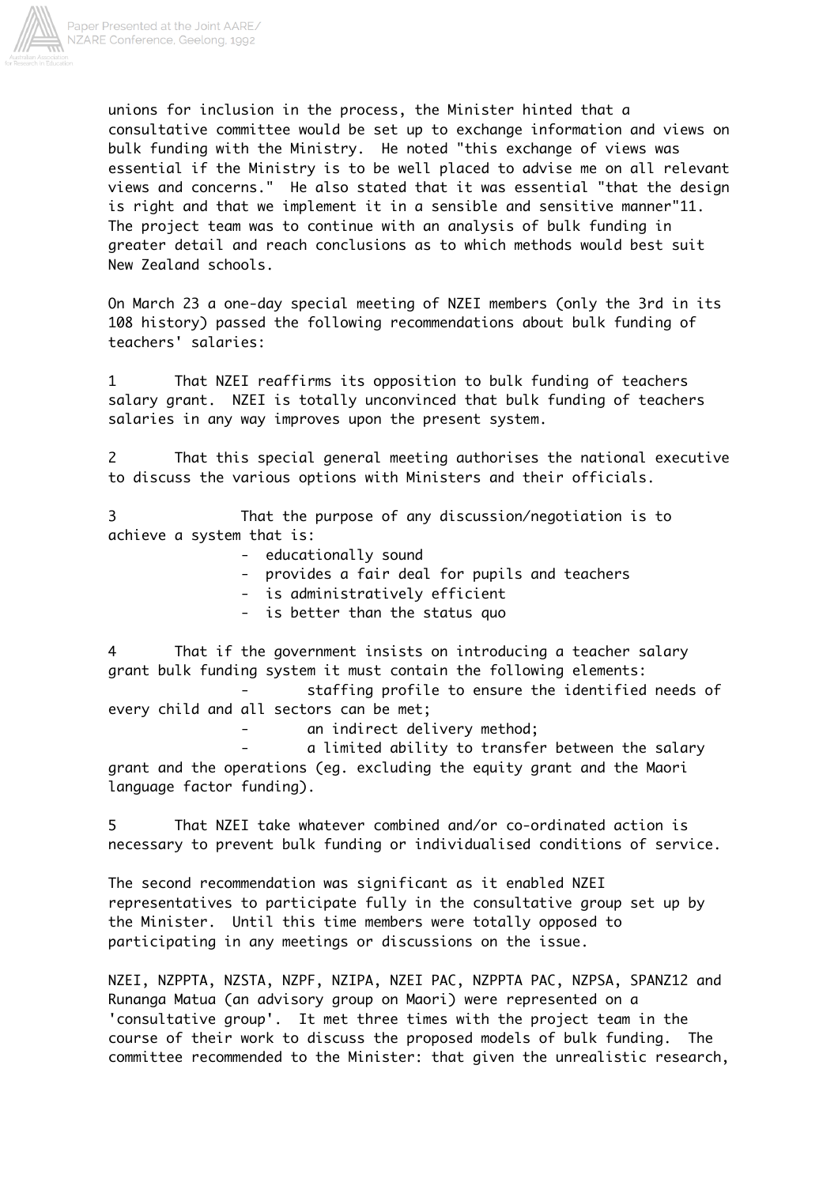unions for inclusion in the process, the Minister hinted that a consultative committee would be set up to exchange information and views on bulk funding with the Ministry. He noted "this exchange of views was essential if the Ministry is to be well placed to advise me on all relevant views and concerns." He also stated that it was essential "that the design is right and that we implement it in a sensible and sensitive manner"11. The project team was to continue with an analysis of bulk funding in greater detail and reach conclusions as to which methods would best suit New Zealand schools.

On March 23 a one-day special meeting of NZEI members (only the 3rd in its 108 history) passed the following recommendations about bulk funding of teachers' salaries:

1 That NZEI reaffirms its opposition to bulk funding of teachers salary grant. NZEI is totally unconvinced that bulk funding of teachers salaries in any way improves upon the present system.

2 That this special general meeting authorises the national executive to discuss the various options with Ministers and their officials.

3 That the purpose of any discussion/negotiation is to achieve a system that is:

- educationally sound
- provides a fair deal for pupils and teachers
- is administratively efficient
- is better than the status quo

4 That if the government insists on introducing a teacher salary grant bulk funding system it must contain the following elements:

- staffing profile to ensure the identified needs of every child and all sectors can be met;
- an indirect delivery method;
- a limited ability to transfer between the salary grant and the operations (eg. excluding the equity grant and the Maori language factor funding).

5 That NZEI take whatever combined and/or co-ordinated action is necessary to prevent bulk funding or individualised conditions of service.

The second recommendation was significant as it enabled NZEI representatives to participate fully in the consultative group set up by the Minister. Until this time members were totally opposed to participating in any meetings or discussions on the issue.

NZEI, NZPPTA, NZSTA, NZPF, NZIPA, NZEI PAC, NZPPTA PAC, NZPSA, SPANZ12 and Runanga Matua (an advisory group on Maori) were represented on a 'consultative group'. It met three times with the project team in the course of their work to discuss the proposed models of bulk funding. The committee recommended to the Minister: that given the unrealistic research,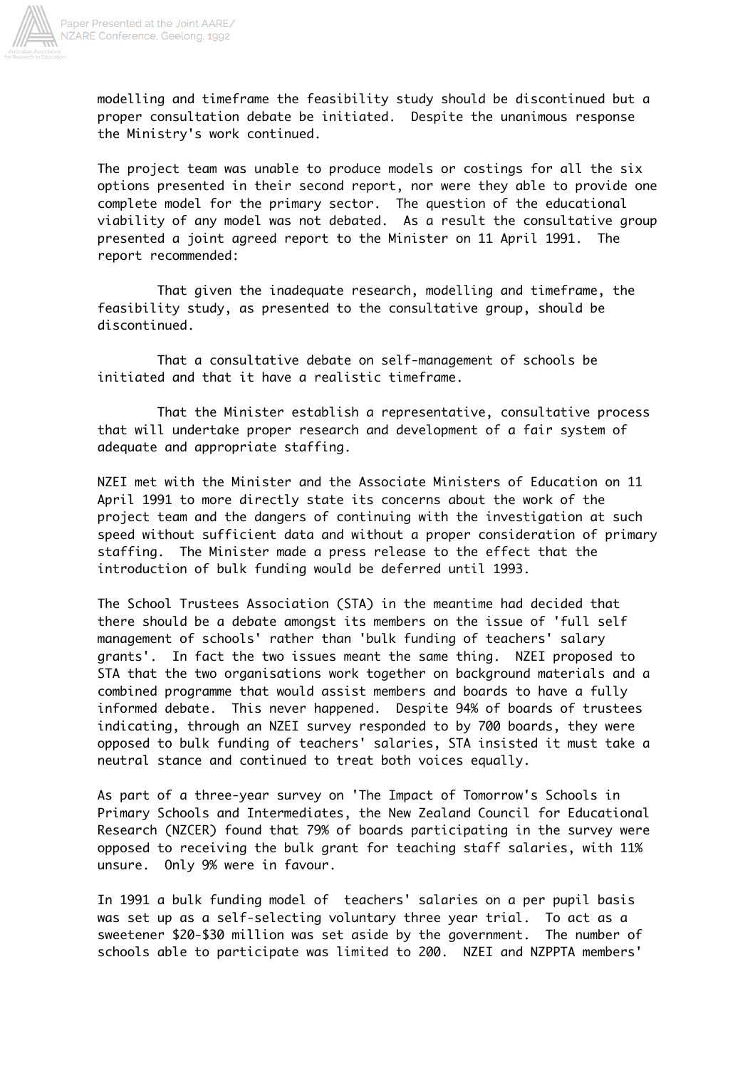modelling and timeframe the feasibility study should be discontinued but a proper consultation debate be initiated. Despite the unanimous response the Ministry's work continued.

The project team was unable to produce models or costings for all the six options presented in their second report, nor were they able to provide one complete model for the primary sector. The question of the educational viability of any model was not debated. As a result the consultative group presented a joint agreed report to the Minister on 11 April 1991. The report recommended:

That given the inadequate research, modelling and timeframe, the feasibility study, as presented to the consultative group, should be discontinued.

That a consultative debate on self-management of schools be initiated and that it have a realistic timeframe.

That the Minister establish a representative, consultative process that will undertake proper research and development of a fair system of adequate and appropriate staffing.

NZEI met with the Minister and the Associate Ministers of Education on 11 April 1991 to more directly state its concerns about the work of the project team and the dangers of continuing with the investigation at such speed without sufficient data and without a proper consideration of primary staffing. The Minister made a press release to the effect that the introduction of bulk funding would be deferred until 1993.

The School Trustees Association (STA) in the meantime had decided that there should be a debate amongst its members on the issue of 'full self management of schools' rather than 'bulk funding of teachers' salary grants'. In fact the two issues meant the same thing. NZEI proposed to STA that the two organisations work together on background materials and a combined programme that would assist members and boards to have a fully informed debate. This never happened. Despite 94% of boards of trustees indicating, through an NZEI survey responded to by 700 boards, they were opposed to bulk funding of teachers' salaries, STA insisted it must take a neutral stance and continued to treat both voices equally.

As part of a three-year survey on 'The Impact of Tomorrow's Schools in Primary Schools and Intermediates, the New Zealand Council for Educational Research (NZCER) found that 79% of boards participating in the survey were opposed to receiving the bulk grant for teaching staff salaries, with 11% unsure. Only 9% were in favour.

In 1991 a bulk funding model of teachers' salaries on a per pupil basis was set up as a self-selecting voluntary three year trial. To act as a sweetener $20-$30 million was set aside by the government. The number of schools able to participate was limited to 200. NZEI and NZPPTA members'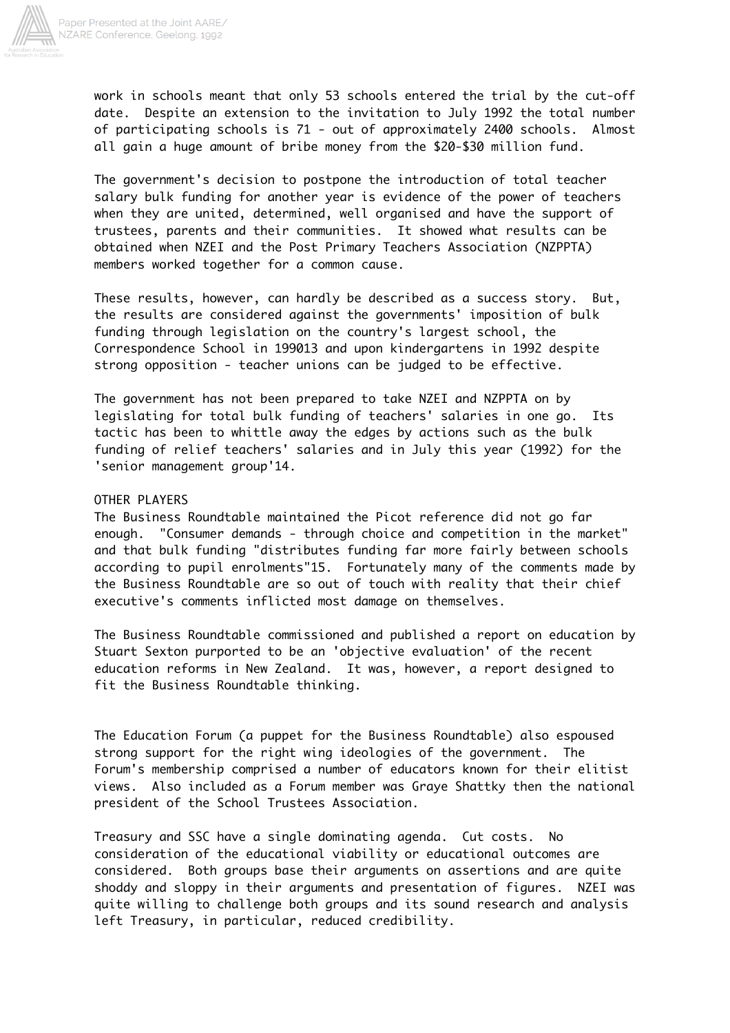work in schools meant that only 53 schools entered the trial by the cut-off date. Despite an extension to the invitation to July 1992 the total number of participating schools is 71 - out of approximately 2400 schools. Almost all gain a huge amount of bribe money from the $20-$30 million fund.

The government's decision to postpone the introduction of total teacher salary bulk funding for another year is evidence of the power of teachers when they are united, determined, well organised and have the support of trustees, parents and their communities. It showed what results can be obtained when NZEI and the Post Primary Teachers Association (NZPPTA) members worked together for a common cause.

These results, however, can hardly be described as a success story. But, the results are considered against the governments' imposition of bulk funding through legislation on the country's largest school, the Correspondence School in 1990[13] and upon kindergartens in 1992 despite strong opposition - teacher unions can be judged to be effective.

The government has not been prepared to take NZEI and NZPPTA on by legislating for total bulk funding of teachers' salaries in one go. Its tactic has been to whittle away the edges by actions such as the bulk funding of relief teachers' salaries and in July this year (1992) for the 'senior management group'[14].

## OTHER PLAYERS

The Business Roundtable maintained the Picot reference did not go far enough. "Consumer demands - through choice and competition in the market" and that bulk funding "distributes funding far more fairly between schools according to pupil enrolments"[15]. Fortunately many of the comments made by the Business Roundtable are so out of touch with reality that their chief executive's comments inflicted most damage on themselves.

The Business Roundtable commissioned and published a report on education by Stuart Sexton purported to be an 'objective evaluation' of the recent education reforms in New Zealand. It was, however, a report designed to fit the Business Roundtable thinking.

The Education Forum (a puppet for the Business Roundtable) also espoused strong support for the right wing ideologies of the government. The Forum's membership comprised a number of educators known for their elitist views. Also included as a Forum member was Graye Shattky then the national president of the School Trustees Association.

Treasury and SSC have a single dominating agenda. Cut costs. No consideration of the educational viability or educational outcomes are considered. Both groups base their arguments on assertions and are quite shoddy and sloppy in their arguments and presentation of figures. NZEI was quite willing to challenge both groups and its sound research and analysis left Treasury, in particular, reduced credibility.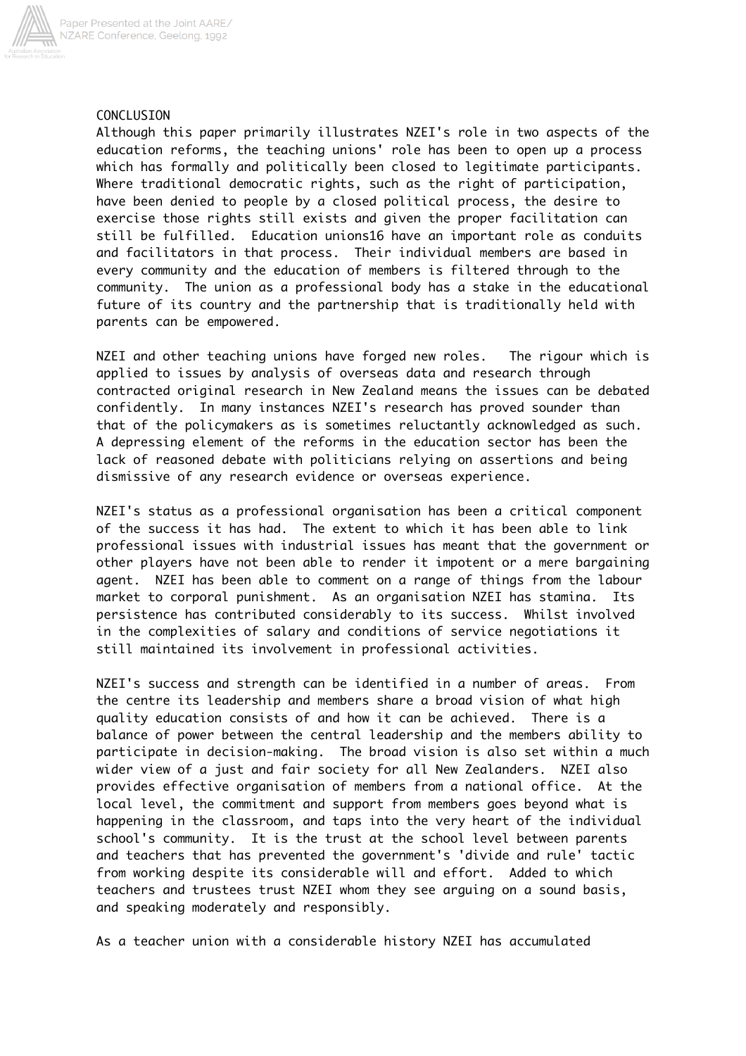## CONCLUSION

Although this paper primarily illustrates NZEI's role in two aspects of the education reforms, the teaching unions' role has been to open up a process which has formally and politically been closed to legitimate participants. Where traditional democratic rights, such as the right of participation, have been denied to people by a closed political process, the desire to exercise those rights still exists and given the proper facilitation can still be fulfilled. Education unions[16] have an important role as conduits and facilitators in that process. Their individual members are based in every community and the education of members is filtered through to the community. The union as a professional body has a stake in the educational future of its country and the partnership that is traditionally held with parents can be empowered.

NZEI and other teaching unions have forged new roles. The rigour which is applied to issues by analysis of overseas data and research through contracted original research in New Zealand means the issues can be debated confidently. In many instances NZEI's research has proved sounder than that of the policymakers as is sometimes reluctantly acknowledged as such. A depressing element of the reforms in the education sector has been the lack of reasoned debate with politicians relying on assertions and being dismissive of any research evidence or overseas experience.

NZEI's status as a professional organisation has been a critical component of the success it has had. The extent to which it has been able to link professional issues with industrial issues has meant that the government or other players have not been able to render it impotent or a mere bargaining agent. NZEI has been able to comment on a range of things from the labour market to corporal punishment. As an organisation NZEI has stamina. Its persistence has contributed considerably to its success. Whilst involved in the complexities of salary and conditions of service negotiations it still maintained its involvement in professional activities.

NZEI's success and strength can be identified in a number of areas. From the centre its leadership and members share a broad vision of what high quality education consists of and how it can be achieved. There is a balance of power between the central leadership and the members ability to participate in decision-making. The broad vision is also set within a much wider view of a just and fair society for all New Zealanders. NZEI also provides effective organisation of members from a national office. At the local level, the commitment and support from members goes beyond what is happening in the classroom, and taps into the very heart of the individual school's community. It is the trust at the school level between parents and teachers that has prevented the government's 'divide and rule' tactic from working despite its considerable will and effort. Added to which teachers and trustees trust NZEI whom they see arguing on a sound basis, and speaking moderately and responsibly.

As a teacher union with a considerable history NZEI has accumulated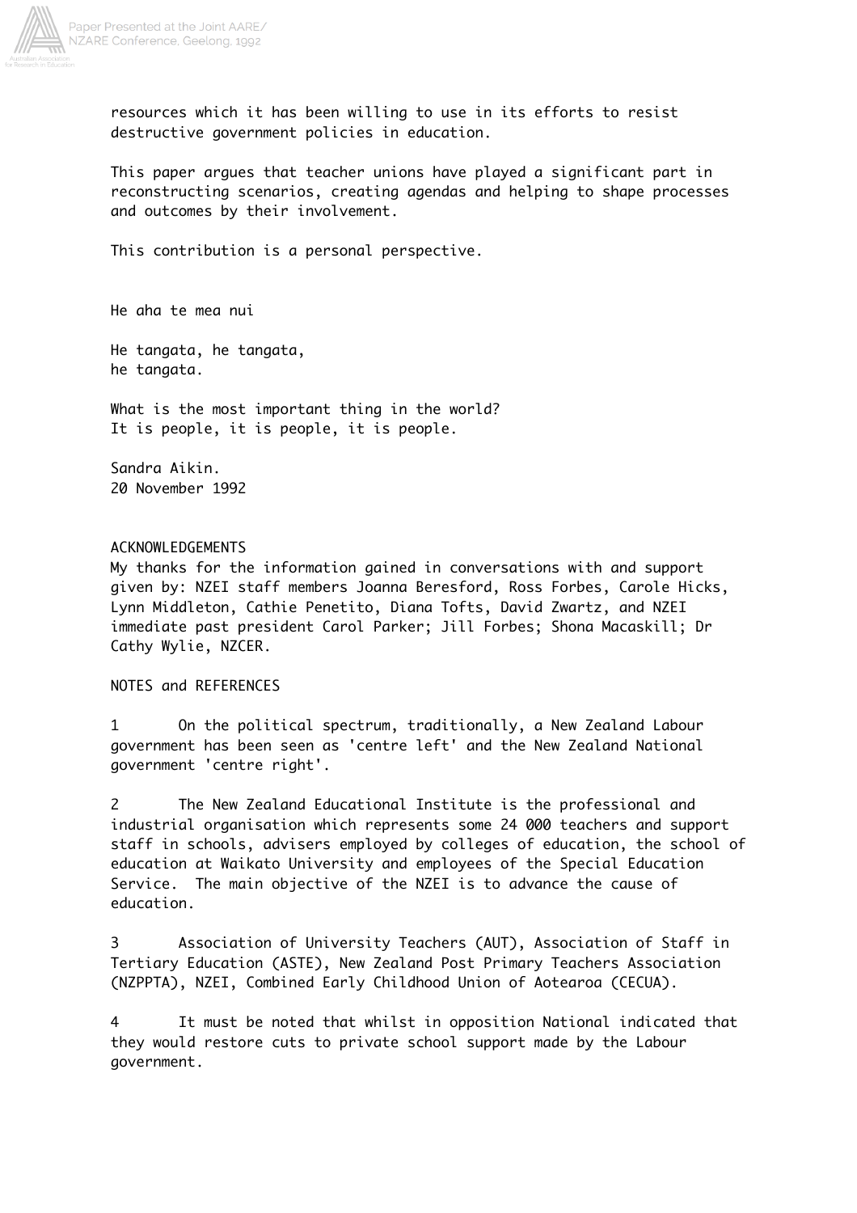resources which it has been willing to use in its efforts to resist destructive government policies in education.

This paper argues that teacher unions have played a significant part in reconstructing scenarios, creating agendas and helping to shape processes and outcomes by their involvement.

This contribution is a personal perspective.

He aha te mea nui

He tangata, he tangata,
he tangata.

What is the most important thing in the world?
It is people, it is people, it is people.

Sandra Aikin.
20 November 1992

## ACKNOWLEDGEMENTS

My thanks for the information gained in conversations with and support given by: NZEI staff members Joanna Beresford, Ross Forbes, Carole Hicks, Lynn Middleton, Cathie Penetito, Diana Tofts, David Zwartz, and NZEI immediate past president Carol Parker; Jill Forbes; Shona Macaskill; Dr Cathy Wylie, NZCER.

## NOTES and REFERENCES

1 On the political spectrum, traditionally, a New Zealand Labour government has been seen as 'centre left' and the New Zealand National government 'centre right'.

2 The New Zealand Educational Institute is the professional and industrial organisation which represents some 24 000 teachers and support staff in schools, advisers employed by colleges of education, the school of education at Waikato University and employees of the Special Education Service. The main objective of the NZEI is to advance the cause of education.

3 Association of University Teachers (AUT), Association of Staff in Tertiary Education (ASTE), New Zealand Post Primary Teachers Association (NZPPTA), NZEI, Combined Early Childhood Union of Aotearoa (CECUA).

4 It must be noted that whilst in opposition National indicated that they would restore cuts to private school support made by the Labour government.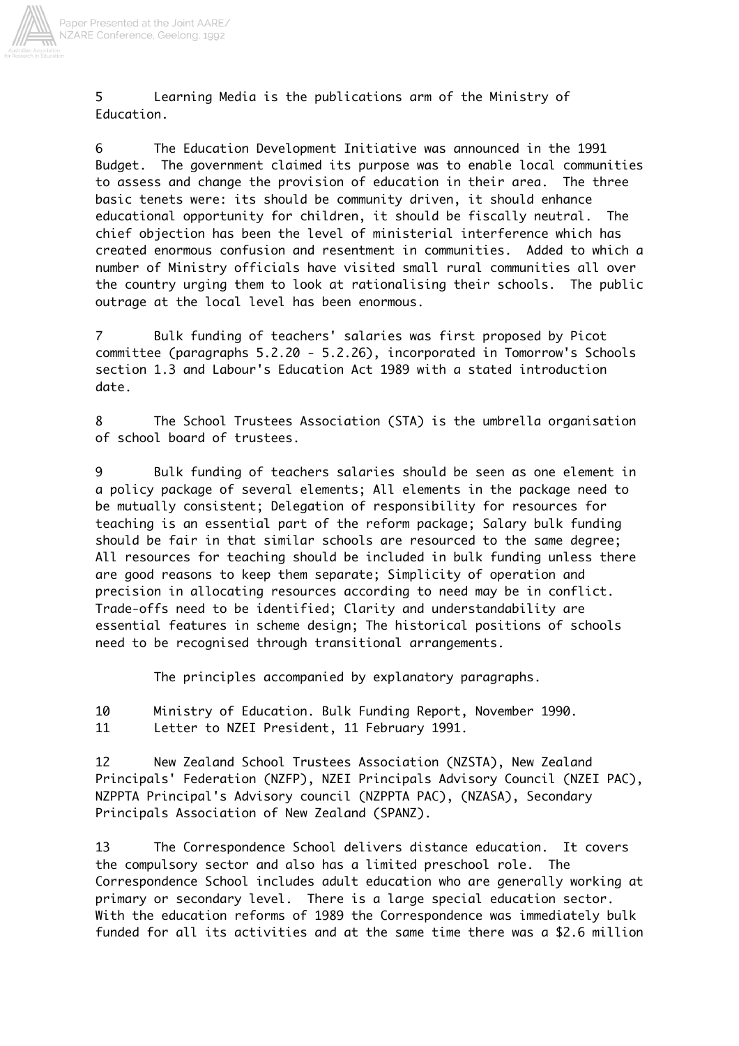5 Learning Media is the publications arm of the Ministry of Education.

6 The Education Development Initiative was announced in the 1991 Budget. The government claimed its purpose was to enable local communities to assess and change the provision of education in their area. The three basic tenets were: its should be community driven, it should enhance educational opportunity for children, it should be fiscally neutral. The chief objection has been the level of ministerial interference which has created enormous confusion and resentment in communities. Added to which a number of Ministry officials have visited small rural communities all over the country urging them to look at rationalising their schools. The public outrage at the local level has been enormous.

7 Bulk funding of teachers' salaries was first proposed by Picot committee (paragraphs 5.2.20 - 5.2.26), incorporated in Tomorrow's Schools section 1.3 and Labour's Education Act 1989 with a stated introduction date.

8 The School Trustees Association (STA) is the umbrella organisation of school board of trustees.

9 Bulk funding of teachers salaries should be seen as one element in a policy package of several elements; All elements in the package need to be mutually consistent; Delegation of responsibility for resources for teaching is an essential part of the reform package; Salary bulk funding should be fair in that similar schools are resourced to the same degree; All resources for teaching should be included in bulk funding unless there are good reasons to keep them separate; Simplicity of operation and precision in allocating resources according to need may be in conflict. Trade-offs need to be identified; Clarity and understandability are essential features in scheme design; The historical positions of schools need to be recognised through transitional arrangements.

The principles accompanied by explanatory paragraphs.

10 Ministry of Education. Bulk Funding Report, November 1990.

11 Letter to NZEI President, 11 February 1991.

12 New Zealand School Trustees Association (NZSTA), New Zealand Principals' Federation (NZFP), NZEI Principals Advisory Council (NZEI PAC), NZPPTA Principal's Advisory council (NZPPTA PAC), (NZASA), Secondary Principals Association of New Zealand (SPANZ).

13 The Correspondence School delivers distance education. It covers the compulsory sector and also has a limited preschool role. The Correspondence School includes adult education who are generally working at primary or secondary level. There is a large special education sector. With the education reforms of 1989 the Correspondence was immediately bulk funded for all its activities and at the same time there was a $2.6 million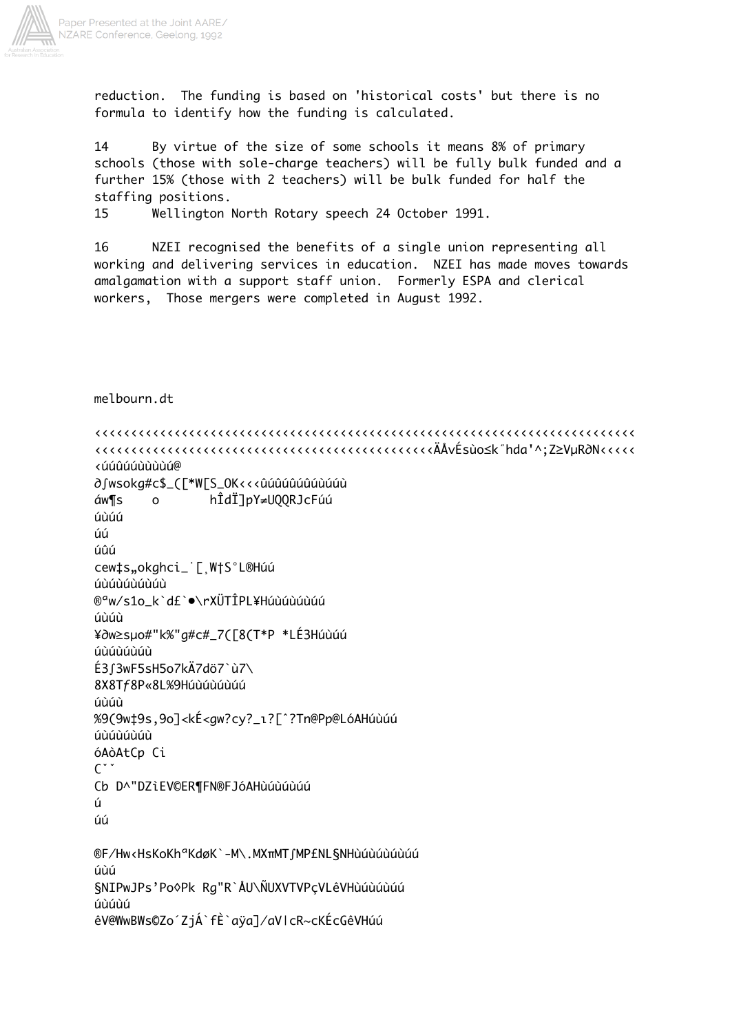reduction. The funding is based on 'historical costs' but there is no formula to identify how the funding is calculated.

14 By virtue of the size of some schools it means 8% of primary schools (those with sole-charge teachers) will be fully bulk funded and a further 15% (those with 2 teachers) will be bulk funded for half the staffing positions.

15 Wellington North Rotary speech 24 October 1991.

16 NZEI recognised the benefits of a single union representing all working and delivering services in education. NZEI has made moves towards amalgamation with a support staff union. Formerly ESPA and clerical workers, Those mergers were completed in August 1992.

melbourn.dt

```
‹‹‹‹‹‹‹‹‹‹‹‹‹‹‹‹‹‹‹‹‹‹‹‹‹‹‹‹‹‹‹‹‹‹‹‹‹‹‹‹‹‹‹‹‹‹‹‹‹‹‹‹‹‹‹‹‹‹‹‹‹‹‹‹‹‹‹‹‹‹‹‹‹‹‹‹‹‹‹‹‹‹‹‹‹‹‹‹‹
‹‹‹‹‹‹‹‹‹‹‹‹‹‹‹‹‹‹‹‹‹‹‹‹‹‹‹‹‹‹‹‹‹‹‹‹‹‹‹‹‹‹‹‹‹‹‹ÄÅvÉsùo≤k˝hda'^;Z≥VµR∂N‹‹‹‹‹
‹úúûúúùùùú@
∂∫wsokg#c$_([*W[S_OK‹‹‹ûúûúûúúùúúù
áw¶s    o       hÎdÏ]pY≠UQQRJcFúú
úùúú
úú
úûú
cew‡s„okghci_˙[¸W†S°L®Húú
úùúùúùúùúù
®ªw/s1o_k`d£`•\rXÜTÎPL¥Húùúùúùúú
úùúù
¥∂w≥sµo#"k%"g#c#_7([8(T*P *LÉ3Húùúú
úùúùúùúù
É3∫3wF5sH5o7kÄ7dö7`ù7\
8X8Tƒ8P«8L%9Húùúùúùúú
úùúù
%9(9w‡9s,9o]<kÉ<gw?cy?_ı?[ˆ?Tn@Pp@LóAHúùúú
úùúùúùúù
óAòAtCp Ci
C˘˘
Cb D^"DZìEV©ER¶FN®FJóAHùúùúùúú
ú
úú

®F/Hw‹HsKoKhªKdøK`-M\.MXπMT∫MP£NL§NHùúùúùúùúú
úùú
§NIPwJPs’Po◊Pk Rg"R`ÅU\ÑUXVTVPçVLêVHùúùúùúú
úùúùú
êV@WwBWs©Zo´ZjÁ`fÈ`aÿa]/aV|cR~cKÉcGêVHúú
```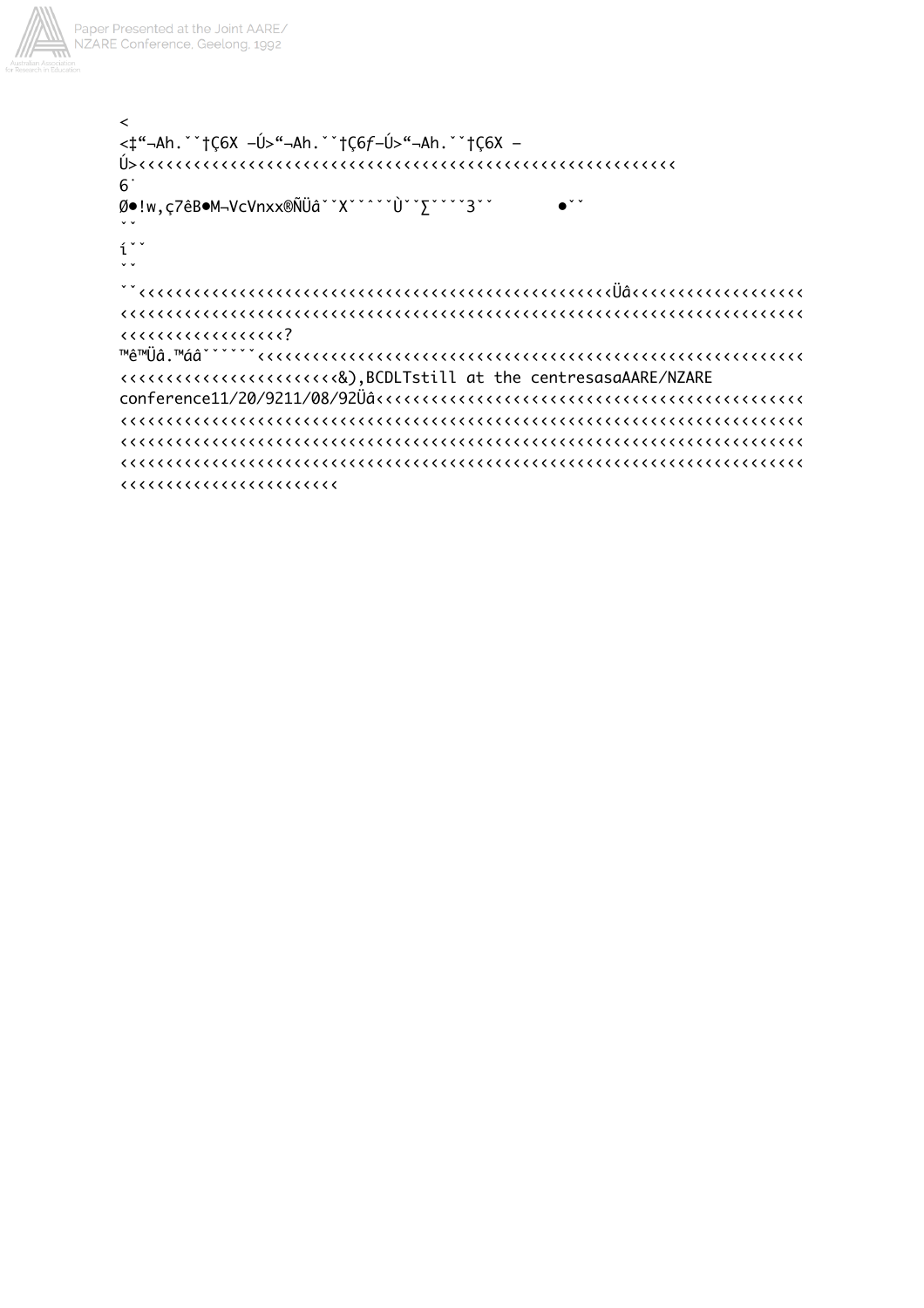<

<‡“¬Ah.˘˘†Ç6X –Ú>“¬Ah.˘˘†Ç6ƒ–Ú>“¬Ah.˘˘†Ç6X –

Ú><<<<<<<<<<<<<<<<<<<<<<<<<<<<<<<<<<<<<<<<<<<<<<<<<<<<<<<<<<<<<<<

6˙

Ø●!w,ç7êB●M¬VcVnxx®ÑÜâ˘˘X˘˘ˆ˘˘Ù˘˘∑˘˘˘˘3˘˘ ●˘˘

˘˘

í˘˘

˘˘

˘˘<<<<<<<<<<<<<<<<<<<<<<<<<<<<<<<<<<<<<<<<<<<<<<<<<<<<<<Üâ<<<<<<<<<<<<<<<<<<<<

<<<<<<<<<<<<<<<<<<<<<<<<<<<<<<<<<<<<<<<<<<<<<<<<<<<<<<<<<<<<<<<<<<<<<<<<<<<<<<<

<<<<<<<<<<<<<<<<<<?

™ê™Üâ.™áâ˘˘˘˘˘˘<<<<<<<<<<<<<<<<<<<<<<<<<<<<<<<<<<<<<<<<<<<<<<<<<<<<<<<<<<<<<<<<

<<<<<<<<<<<<<<<<<<<<<<<<<&),BCDLTstill at the centresasaAARE/NZARE

conference11/20/9211/08/92Üâ<<<<<<<<<<<<<<<<<<<<<<<<<<<<<<<<<<<<<<<<<<<<<<<<<<<

<<<<<<<<<<<<<<<<<<<<<<<<<<<<<<<<<<<<<<<<<<<<<<<<<<<<<<<<<<<<<<<<<<<<<<<<<<<<<<<

<<<<<<<<<<<<<<<<<<<<<<<<<<<<<<<<<<<<<<<<<<<<<<<<<<<<<<<<<<<<<<<<<<<<<<<<<<<<<<<

<<<<<<<<<<<<<<<<<<<<<<<<<<<<<<<<<<<<<<<<<<<<<<<<<<<<<<<<<<<<<<<<<<<<<<<<<<<<<<<

<<<<<<<<<<<<<<<<<<<<<<<<<